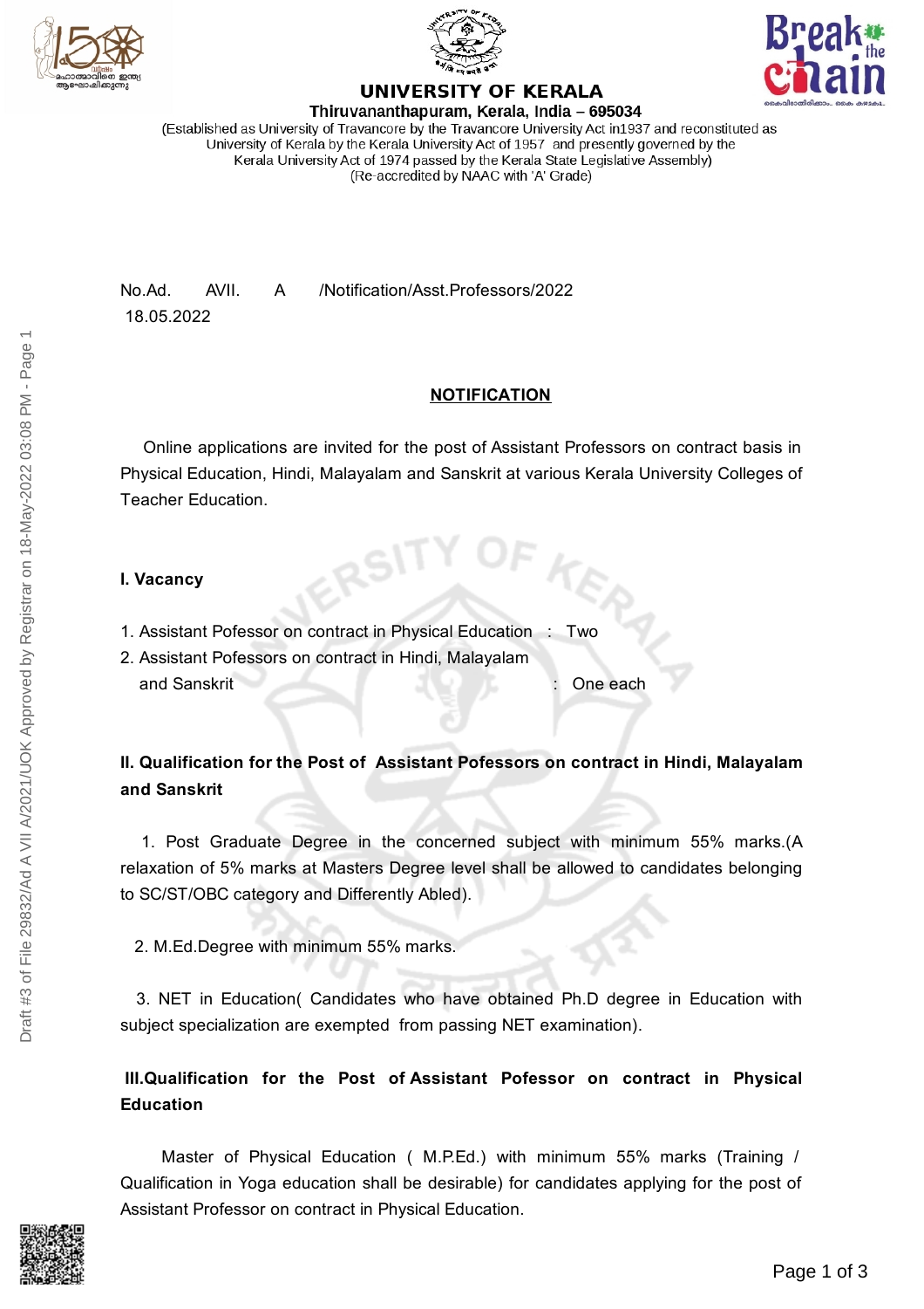**UNIVERSITY OF KERALA**

**Thiruvananthapuram, Kerala, India – 695034**

(Established as University of Travancore by the Travancore University Act in1937 and reconstituted as University of Kerala by the Kerala University Act of 1957 and presently governed by the Kerala University Act of 1974 passed by the Kerala State Legislative Assembly)
(Re-accredited by NAAC with 'A' Grade)

No.Ad. AVII. A /Notification/Asst.Professors/2022
18.05.2022

## NOTIFICATION

Online applications are invited for the post of Assistant Professors on contract basis in Physical Education, Hindi, Malayalam and Sanskrit at various Kerala University Colleges of Teacher Education.

**I. Vacancy**

1. Assistant Pofessor on contract in Physical Education : Two
2. Assistant Pofessors on contract in Hindi, Malayalam and Sanskrit : One each

**II. Qualification for the Post of Assistant Pofessors on contract in Hindi, Malayalam and Sanskrit**

1. Post Graduate Degree in the concerned subject with minimum 55% marks.(A relaxation of 5% marks at Masters Degree level shall be allowed to candidates belonging to SC/ST/OBC category and Differently Abled).

2. M.Ed.Degree with minimum 55% marks.

3. NET in Education( Candidates who have obtained Ph.D degree in Education with subject specialization are exempted from passing NET examination).

**III.Qualification for the Post of Assistant Pofessor on contract in Physical Education**

Master of Physical Education ( M.P.Ed.) with minimum 55% marks (Training / Qualification in Yoga education shall be desirable) for candidates applying for the post of Assistant Professor on contract in Physical Education.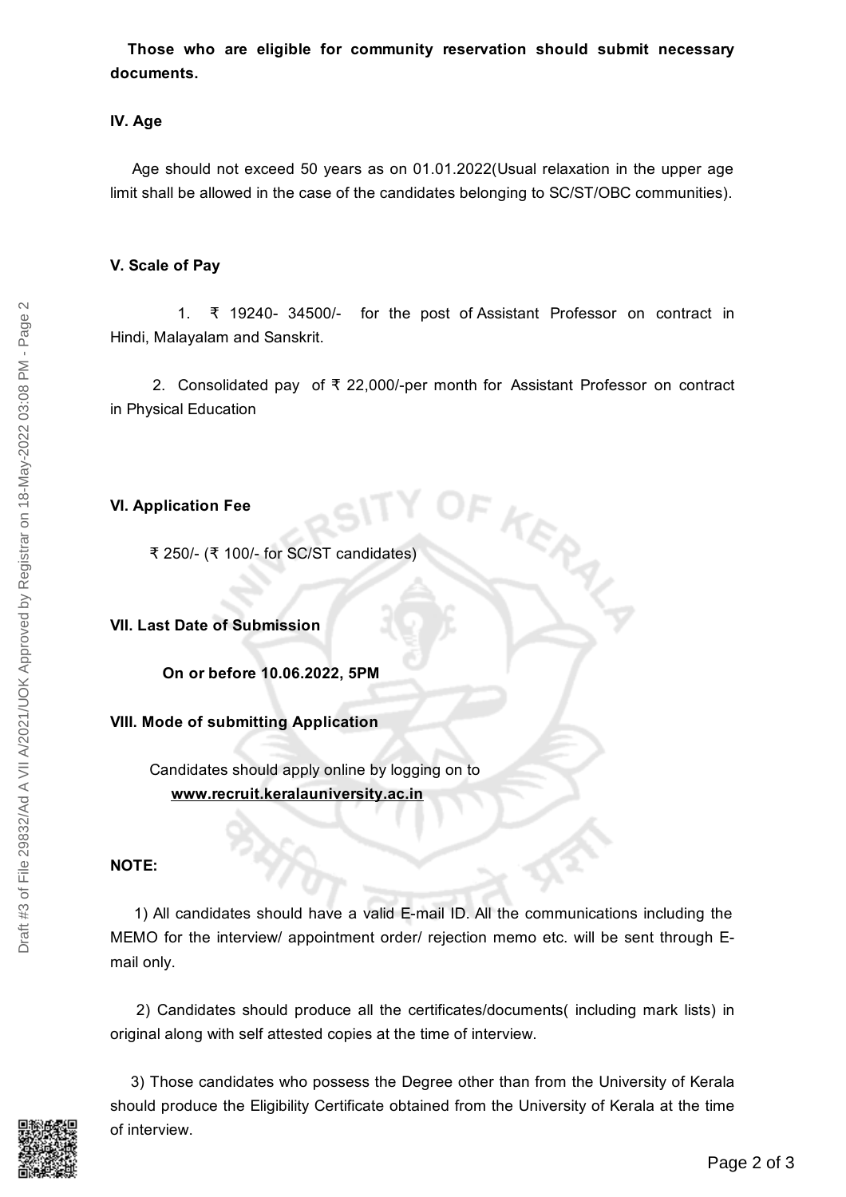**Those who are eligible for community reservation should submit necessary documents.**

**IV. Age**

Age should not exceed 50 years as on 01.01.2022(Usual relaxation in the upper age limit shall be allowed in the case of the candidates belonging to SC/ST/OBC communities).

**V. Scale of Pay**

1. ₹ 19240- 34500/- for the post of Assistant Professor on contract in Hindi, Malayalam and Sanskrit.

2. Consolidated pay of ₹ 22,000/-per month for Assistant Professor on contract in Physical Education

**VI. Application Fee**

₹ 250/- (₹ 100/- for SC/ST candidates)

**VII. Last Date of Submission**

**On or before 10.06.2022, 5PM**

**VIII. Mode of submitting Application**

Candidates should apply online by logging on to **www.recruit.keralauniversity.ac.in**

**NOTE:**

1) All candidates should have a valid E-mail ID. All the communications including the MEMO for the interview/ appointment order/ rejection memo etc. will be sent through E-mail only.

2) Candidates should produce all the certificates/documents( including mark lists) in original along with self attested copies at the time of interview.

3) Those candidates who possess the Degree other than from the University of Kerala should produce the Eligibility Certificate obtained from the University of Kerala at the time of interview.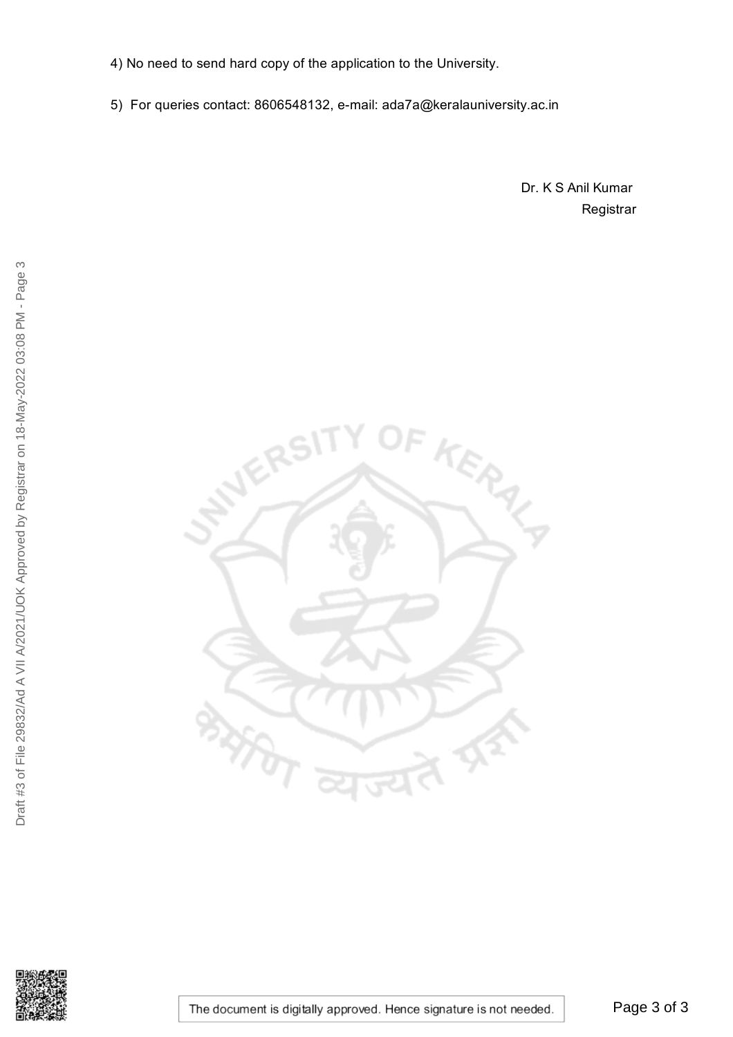4) No need to send hard copy of the application to the University.

5) For queries contact: 8606548132, e-mail: ada7a@keralauniversity.ac.in

Dr. K S Anil Kumar
Registrar

The document is digitally approved. Hence signature is not needed.